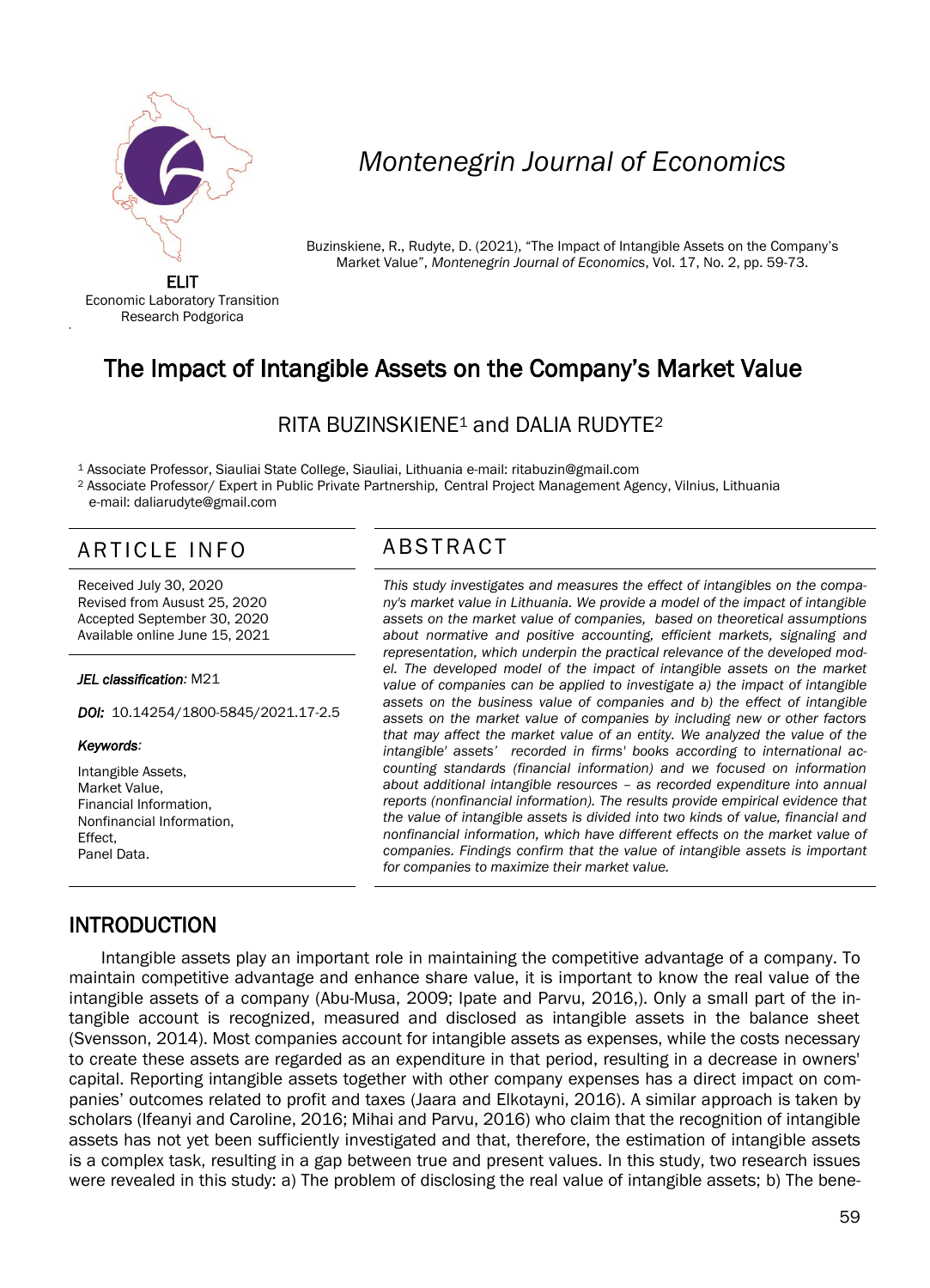# Montenegrin Journal of Economics

ELIT
Economic Laboratory Transition Research Podgorica

Buzinskiene, R., Rudyte, D. (2021), "The Impact of Intangible Assets on the Company's Market Value", *Montenegrin Journal of Economics*, Vol. 17, No. 2, pp. 59-73.

## The Impact of Intangible Assets on the Company's Market Value

RITA BUZINSKIENE[1] and DALIA RUDYTE[2]

[1] Associate Professor, Siauliai State College, Siauliai, Lithuania e-mail: ritabuzin@gmail.com
[2] Associate Professor/ Expert in Public Private Partnership, Central Project Management Agency, Vilnius, Lithuania e-mail: daliarudyte@gmail.com

### ARTICLE INFO

Received July 30, 2020
Revised from Ausust 25, 2020
Accepted September 30, 2020
Available online June 15, 2021

***JEL classification:*** M21

***DOI:*** 10.14254/1800-5845/2021.17-2.5

***Keywords:***

Intangible Assets,
Market Value,
Financial Information,
Nonfinancial Information,
Effect,
Panel Data.

### ABSTRACT

*This study investigates and measures the effect of intangibles on the company's market value in Lithuania. We provide a model of the impact of intangible assets on the market value of companies, based on theoretical assumptions about normative and positive accounting, efficient markets, signaling and representation, which underpin the practical relevance of the developed model. The developed model of the impact of intangible assets on the market value of companies can be applied to investigate a) the impact of intangible assets on the business value of companies and b) the effect of intangible assets on the market value of companies by including new or other factors that may affect the market value of an entity. We analyzed the value of the intangible' assets' recorded in firms' books according to international accounting standards (financial information) and we focused on information about additional intangible resources – as recorded expenditure into annual reports (nonfinancial information). The results provide empirical evidence that the value of intangible assets is divided into two kinds of value, financial and nonfinancial information, which have different effects on the market value of companies. Findings confirm that the value of intangible assets is important for companies to maximize their market value.*

## INTRODUCTION

Intangible assets play an important role in maintaining the competitive advantage of a company. To maintain competitive advantage and enhance share value, it is important to know the real value of the intangible assets of a company (Abu-Musa, 2009; Ipate and Parvu, 2016,). Only a small part of the intangible account is recognized, measured and disclosed as intangible assets in the balance sheet (Svensson, 2014). Most companies account for intangible assets as expenses, while the costs necessary to create these assets are regarded as an expenditure in that period, resulting in a decrease in owners' capital. Reporting intangible assets together with other company expenses has a direct impact on companies' outcomes related to profit and taxes (Jaara and Elkotayni, 2016). A similar approach is taken by scholars (Ifeanyi and Caroline, 2016; Mihai and Parvu, 2016) who claim that the recognition of intangible assets has not yet been sufficiently investigated and that, therefore, the estimation of intangible assets is a complex task, resulting in a gap between true and present values. In this study, two research issues were revealed in this study: a) The problem of disclosing the real value of intangible assets; b) The bene-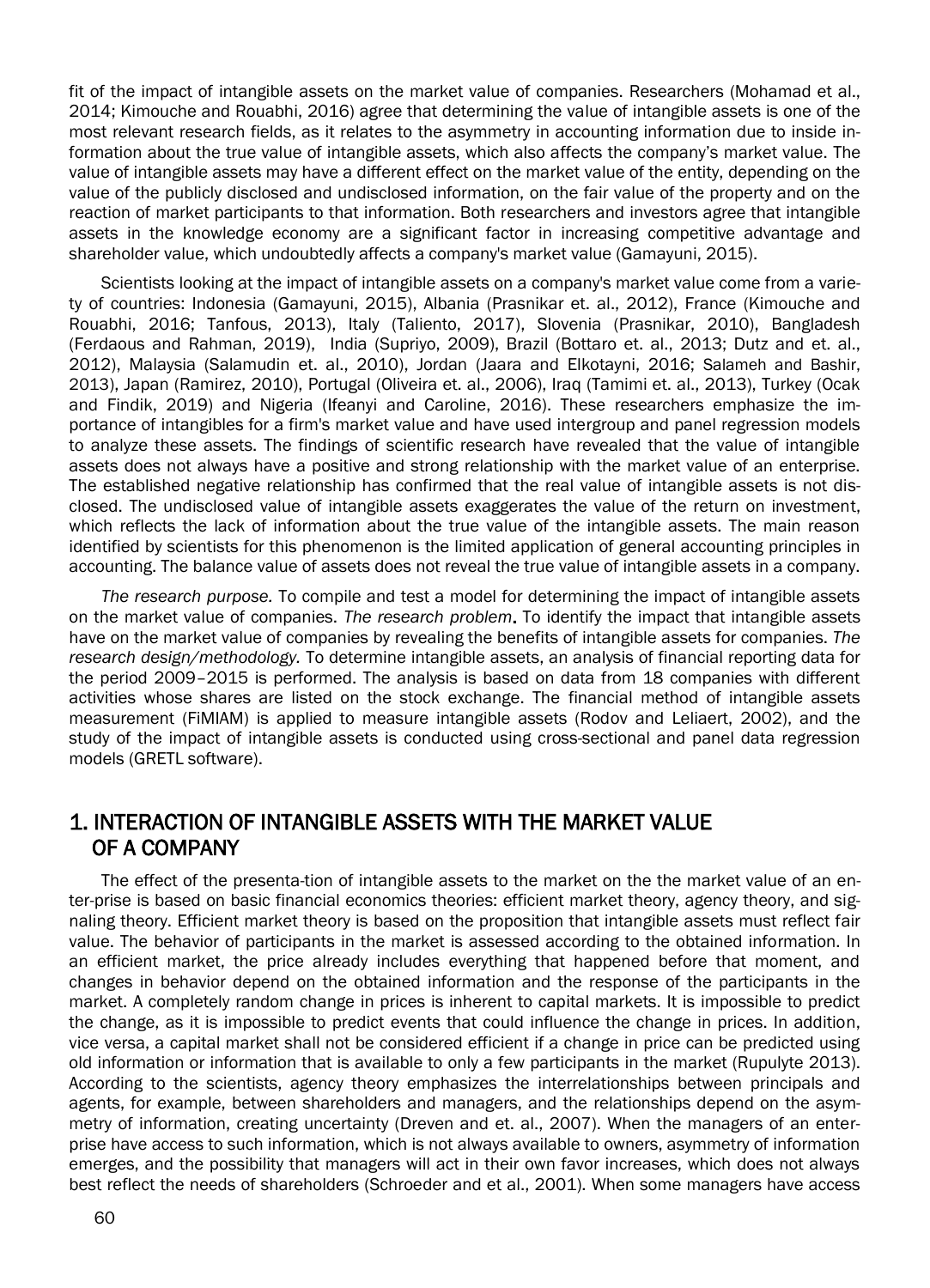fit of the impact of intangible assets on the market value of companies. Researchers (Mohamad et al., 2014; Kimouche and Rouabhi, 2016) agree that determining the value of intangible assets is one of the most relevant research fields, as it relates to the asymmetry in accounting information due to inside information about the true value of intangible assets, which also affects the company's market value. The value of intangible assets may have a different effect on the market value of the entity, depending on the value of the publicly disclosed and undisclosed information, on the fair value of the property and on the reaction of market participants to that information. Both researchers and investors agree that intangible assets in the knowledge economy are a significant factor in increasing competitive advantage and shareholder value, which undoubtedly affects a company's market value (Gamayuni, 2015).

Scientists looking at the impact of intangible assets on a company's market value come from a variety of countries: Indonesia (Gamayuni, 2015), Albania (Prasnikar et. al., 2012), France (Kimouche and Rouabhi, 2016; Tanfous, 2013), Italy (Taliento, 2017), Slovenia (Prasnikar, 2010), Bangladesh (Ferdaous and Rahman, 2019), India (Supriyo, 2009), Brazil (Bottaro et. al., 2013; Dutz and et. al., 2012), Malaysia (Salamudin et. al., 2010), Jordan (Jaara and Elkotayni, 2016; Salameh and Bashir, 2013), Japan (Ramirez, 2010), Portugal (Oliveira et. al., 2006), Iraq (Tamimi et. al., 2013), Turkey (Ocak and Findik, 2019) and Nigeria (Ifeanyi and Caroline, 2016). These researchers emphasize the importance of intangibles for a firm's market value and have used intergroup and panel regression models to analyze these assets. The findings of scientific research have revealed that the value of intangible assets does not always have a positive and strong relationship with the market value of an enterprise. The established negative relationship has confirmed that the real value of intangible assets is not disclosed. The undisclosed value of intangible assets exaggerates the value of the return on investment, which reflects the lack of information about the true value of the intangible assets. The main reason identified by scientists for this phenomenon is the limited application of general accounting principles in accounting. The balance value of assets does not reveal the true value of intangible assets in a company.

*The research purpose.* To compile and test a model for determining the impact of intangible assets on the market value of companies. *The research problem***.** To identify the impact that intangible assets have on the market value of companies by revealing the benefits of intangible assets for companies. *The research design/methodology.* To determine intangible assets, an analysis of financial reporting data for the period 2009–2015 is performed. The analysis is based on data from 18 companies with different activities whose shares are listed on the stock exchange. The financial method of intangible assets measurement (FiMIAM) is applied to measure intangible assets (Rodov and Leliaert, 2002), and the study of the impact of intangible assets is conducted using cross-sectional and panel data regression models (GRETL software).

## 1. INTERACTION OF INTANGIBLE ASSETS WITH THE MARKET VALUE OF A COMPANY

The effect of the presenta-tion of intangible assets to the market on the the market value of an enter-prise is based on basic financial economics theories: efficient market theory, agency theory, and signaling theory. Efficient market theory is based on the proposition that intangible assets must reflect fair value. The behavior of participants in the market is assessed according to the obtained information. In an efficient market, the price already includes everything that happened before that moment, and changes in behavior depend on the obtained information and the response of the participants in the market. A completely random change in prices is inherent to capital markets. It is impossible to predict the change, as it is impossible to predict events that could influence the change in prices. In addition, vice versa, a capital market shall not be considered efficient if a change in price can be predicted using old information or information that is available to only a few participants in the market (Rupulyte 2013). According to the scientists, agency theory emphasizes the interrelationships between principals and agents, for example, between shareholders and managers, and the relationships depend on the asymmetry of information, creating uncertainty (Dreven and et. al., 2007). When the managers of an enterprise have access to such information, which is not always available to owners, asymmetry of information emerges, and the possibility that managers will act in their own favor increases, which does not always best reflect the needs of shareholders (Schroeder and et al., 2001). When some managers have access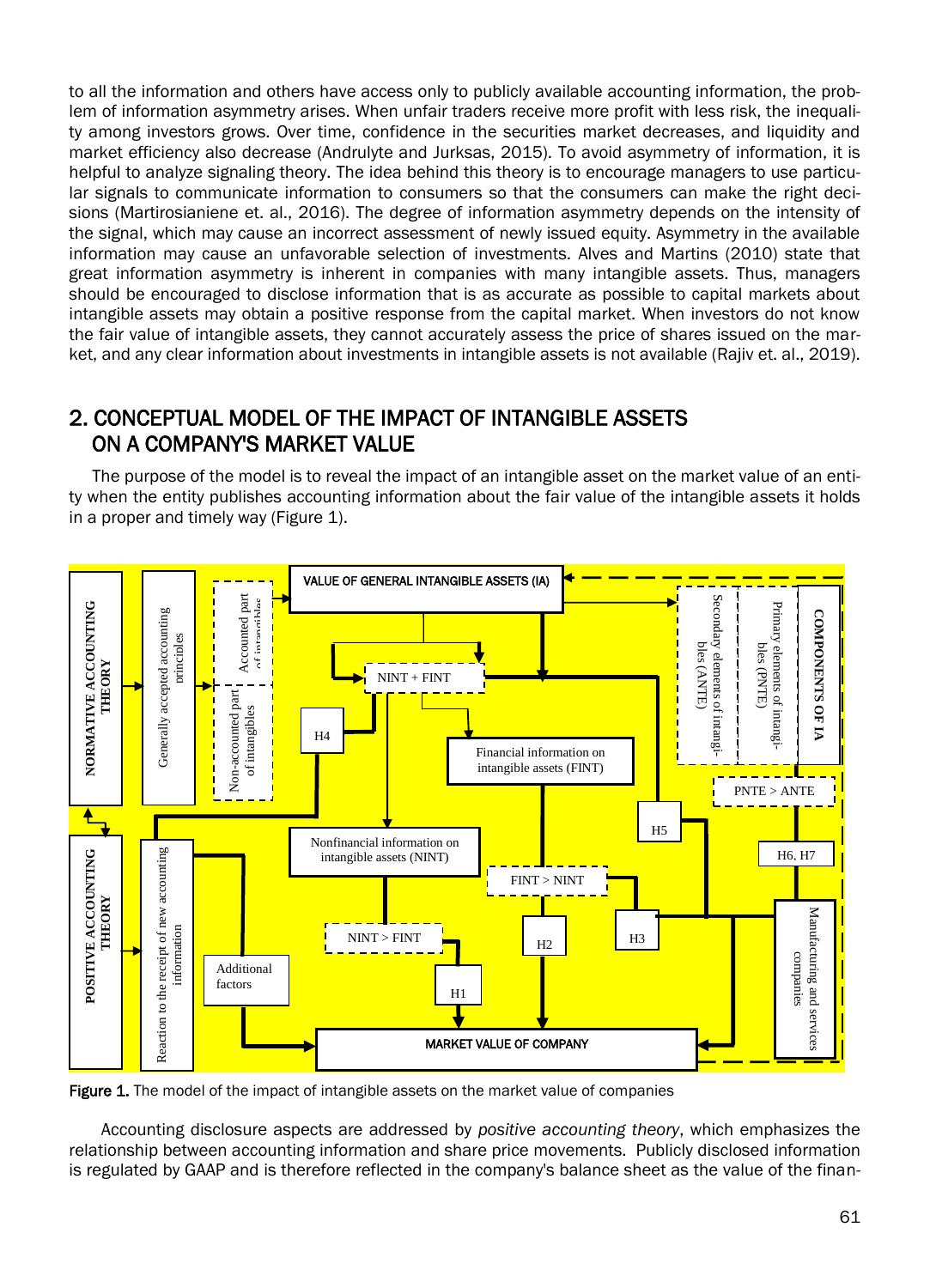to all the information and others have access only to publicly available accounting information, the problem of information asymmetry arises. When unfair traders receive more profit with less risk, the inequality among investors grows. Over time, confidence in the securities market decreases, and liquidity and market efficiency also decrease (Andrulyte and Jurksas, 2015). To avoid asymmetry of information, it is helpful to analyze signaling theory. The idea behind this theory is to encourage managers to use particular signals to communicate information to consumers so that the consumers can make the right decisions (Martirosianiene et. al., 2016). The degree of information asymmetry depends on the intensity of the signal, which may cause an incorrect assessment of newly issued equity. Asymmetry in the available information may cause an unfavorable selection of investments. Alves and Martins (2010) state that great information asymmetry is inherent in companies with many intangible assets. Thus, managers should be encouraged to disclose information that is as accurate as possible to capital markets about intangible assets may obtain a positive response from the capital market. When investors do not know the fair value of intangible assets, they cannot accurately assess the price of shares issued on the market, and any clear information about investments in intangible assets is not available (Rajiv et. al., 2019).

## 2. CONCEPTUAL MODEL OF THE IMPACT OF INTANGIBLE ASSETS ON A COMPANY'S MARKET VALUE

The purpose of the model is to reveal the impact of an intangible asset on the market value of an entity when the entity publishes accounting information about the fair value of the intangible assets it holds in a proper and timely way (Figure 1).

**Figure 1.** The model of the impact of intangible assets on the market value of companies

Accounting disclosure aspects are addressed by *positive accounting theory*, which emphasizes the relationship between accounting information and share price movements. Publicly disclosed information is regulated by GAAP and is therefore reflected in the company's balance sheet as the value of the finan-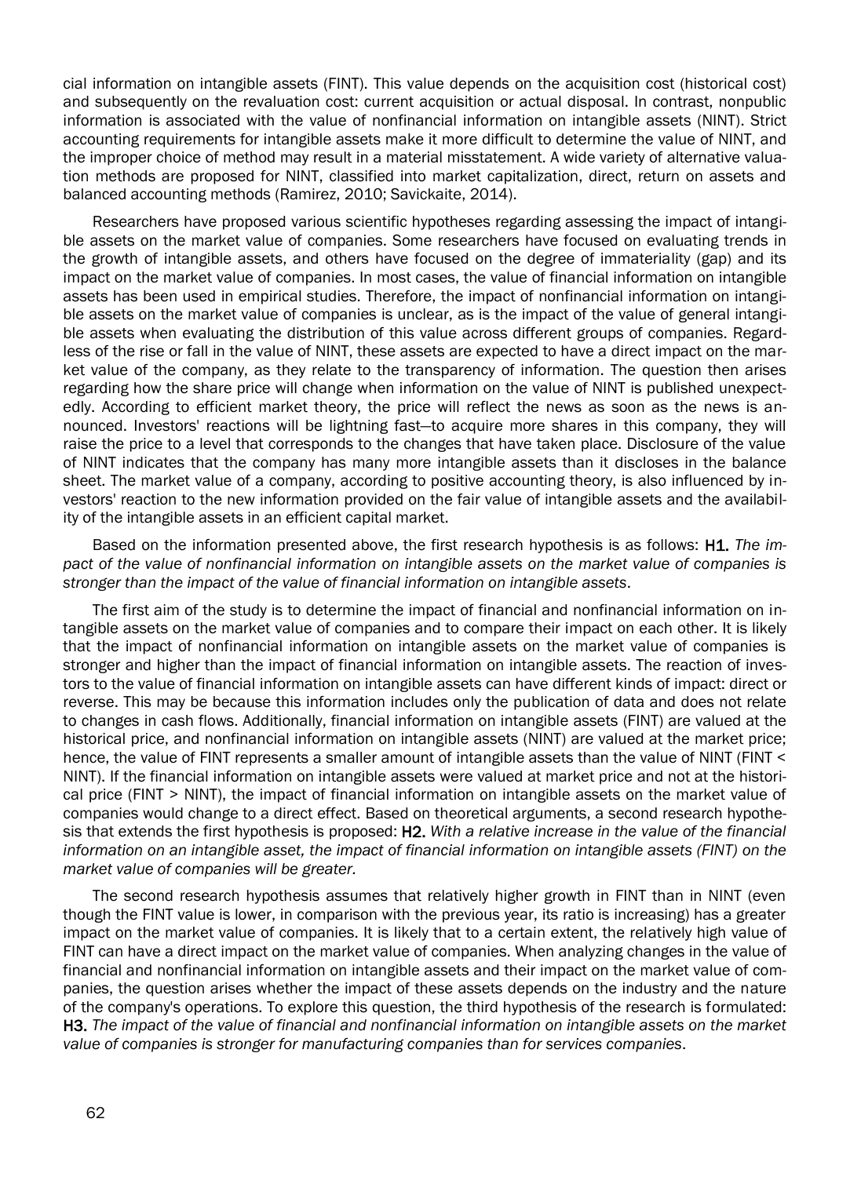cial information on intangible assets (FINT). This value depends on the acquisition cost (historical cost) and subsequently on the revaluation cost: current acquisition or actual disposal. In contrast, nonpublic information is associated with the value of nonfinancial information on intangible assets (NINT). Strict accounting requirements for intangible assets make it more difficult to determine the value of NINT, and the improper choice of method may result in a material misstatement. A wide variety of alternative valuation methods are proposed for NINT, classified into market capitalization, direct, return on assets and balanced accounting methods (Ramirez, 2010; Savickaite, 2014).

Researchers have proposed various scientific hypotheses regarding assessing the impact of intangible assets on the market value of companies. Some researchers have focused on evaluating trends in the growth of intangible assets, and others have focused on the degree of immateriality (gap) and its impact on the market value of companies. In most cases, the value of financial information on intangible assets has been used in empirical studies. Therefore, the impact of nonfinancial information on intangible assets on the market value of companies is unclear, as is the impact of the value of general intangible assets when evaluating the distribution of this value across different groups of companies. Regardless of the rise or fall in the value of NINT, these assets are expected to have a direct impact on the market value of the company, as they relate to the transparency of information. The question then arises regarding how the share price will change when information on the value of NINT is published unexpectedly. According to efficient market theory, the price will reflect the news as soon as the news is announced. Investors' reactions will be lightning fast—to acquire more shares in this company, they will raise the price to a level that corresponds to the changes that have taken place. Disclosure of the value of NINT indicates that the company has many more intangible assets than it discloses in the balance sheet. The market value of a company, according to positive accounting theory, is also influenced by investors' reaction to the new information provided on the fair value of intangible assets and the availability of the intangible assets in an efficient capital market.

Based on the information presented above, the first research hypothesis is as follows: **H1.** *The impact of the value of nonfinancial information on intangible assets on the market value of companies is stronger than the impact of the value of financial information on intangible assets*.

The first aim of the study is to determine the impact of financial and nonfinancial information on intangible assets on the market value of companies and to compare their impact on each other. It is likely that the impact of nonfinancial information on intangible assets on the market value of companies is stronger and higher than the impact of financial information on intangible assets. The reaction of investors to the value of financial information on intangible assets can have different kinds of impact: direct or reverse. This may be because this information includes only the publication of data and does not relate to changes in cash flows. Additionally, financial information on intangible assets (FINT) are valued at the historical price, and nonfinancial information on intangible assets (NINT) are valued at the market price; hence, the value of FINT represents a smaller amount of intangible assets than the value of NINT (FINT < NINT). If the financial information on intangible assets were valued at market price and not at the historical price (FINT > NINT), the impact of financial information on intangible assets on the market value of companies would change to a direct effect. Based on theoretical arguments, a second research hypothesis that extends the first hypothesis is proposed: **H2.** *With a relative increase in the value of the financial information on an intangible asset, the impact of financial information on intangible assets (FINT) on the market value of companies will be greater*.

The second research hypothesis assumes that relatively higher growth in FINT than in NINT (even though the FINT value is lower, in comparison with the previous year, its ratio is increasing) has a greater impact on the market value of companies. It is likely that to a certain extent, the relatively high value of FINT can have a direct impact on the market value of companies. When analyzing changes in the value of financial and nonfinancial information on intangible assets and their impact on the market value of companies, the question arises whether the impact of these assets depends on the industry and the nature of the company's operations. To explore this question, the third hypothesis of the research is formulated: **H3.** *The impact of the value of financial and nonfinancial information on intangible assets on the market value of companies is stronger for manufacturing companies than for services companies*.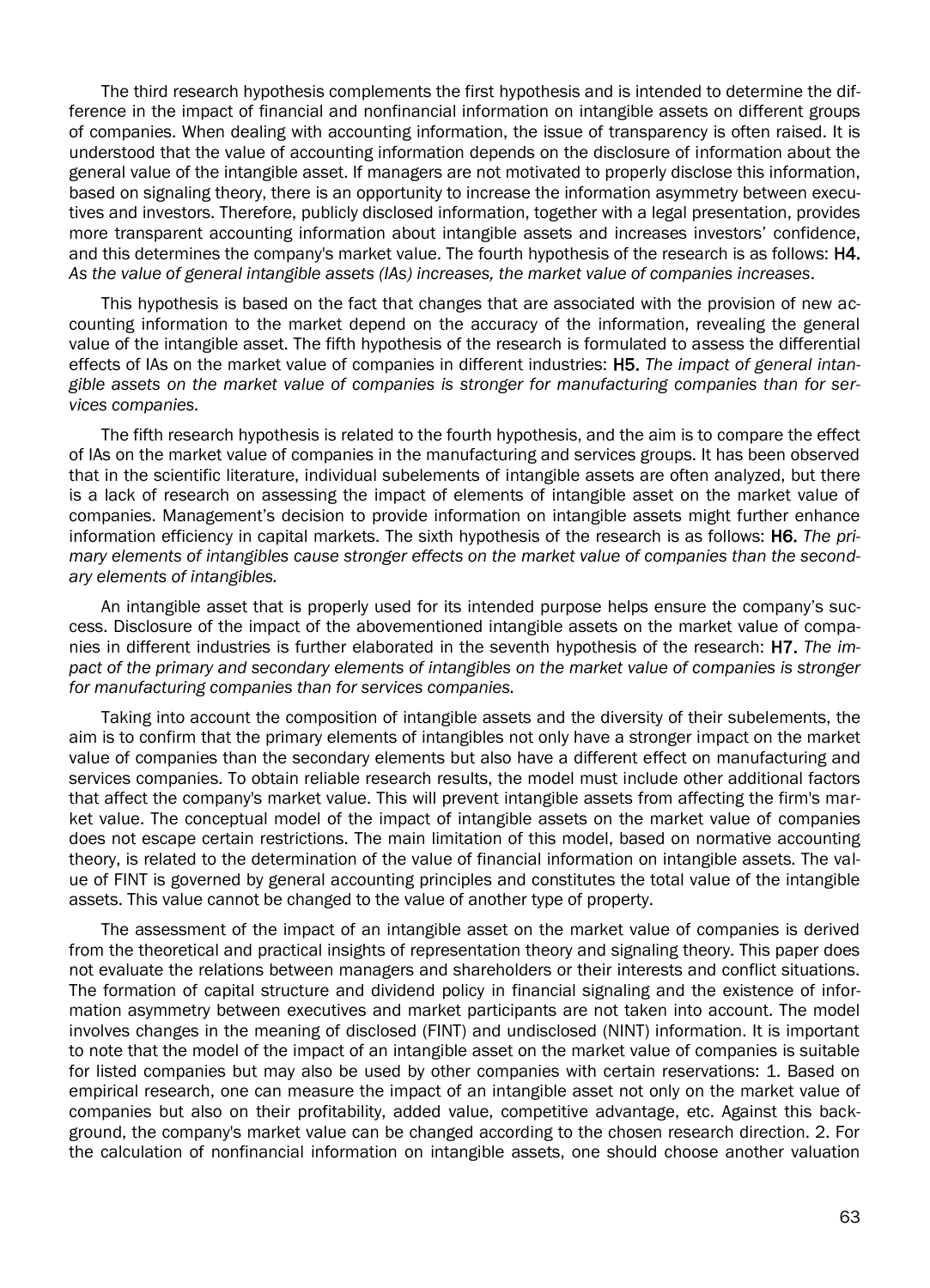The third research hypothesis complements the first hypothesis and is intended to determine the difference in the impact of financial and nonfinancial information on intangible assets on different groups of companies. When dealing with accounting information, the issue of transparency is often raised. It is understood that the value of accounting information depends on the disclosure of information about the general value of the intangible asset. If managers are not motivated to properly disclose this information, based on signaling theory, there is an opportunity to increase the information asymmetry between executives and investors. Therefore, publicly disclosed information, together with a legal presentation, provides more transparent accounting information about intangible assets and increases investors' confidence, and this determines the company's market value. The fourth hypothesis of the research is as follows: **H4.** *As the value of general intangible assets (IAs) increases, the market value of companies increases*.

This hypothesis is based on the fact that changes that are associated with the provision of new accounting information to the market depend on the accuracy of the information, revealing the general value of the intangible asset. The fifth hypothesis of the research is formulated to assess the differential effects of IAs on the market value of companies in different industries: **H5.** *The impact of general intangible assets on the market value of companies is stronger for manufacturing companies than for services companies.*

The fifth research hypothesis is related to the fourth hypothesis, and the aim is to compare the effect of IAs on the market value of companies in the manufacturing and services groups. It has been observed that in the scientific literature, individual subelements of intangible assets are often analyzed, but there is a lack of research on assessing the impact of elements of intangible asset on the market value of companies. Management's decision to provide information on intangible assets might further enhance information efficiency in capital markets. The sixth hypothesis of the research is as follows: **H6.** *The primary elements of intangibles cause stronger effects on the market value of companies than the secondary elements of intangibles.*

An intangible asset that is properly used for its intended purpose helps ensure the company's success. Disclosure of the impact of the abovementioned intangible assets on the market value of companies in different industries is further elaborated in the seventh hypothesis of the research: **H7.** *The impact of the primary and secondary elements of intangibles on the market value of companies is stronger for manufacturing companies than for services companies.*

Taking into account the composition of intangible assets and the diversity of their subelements, the aim is to confirm that the primary elements of intangibles not only have a stronger impact on the market value of companies than the secondary elements but also have a different effect on manufacturing and services companies. To obtain reliable research results, the model must include other additional factors that affect the company's market value. This will prevent intangible assets from affecting the firm's market value. The conceptual model of the impact of intangible assets on the market value of companies does not escape certain restrictions. The main limitation of this model, based on normative accounting theory, is related to the determination of the value of financial information on intangible assets. The value of FINT is governed by general accounting principles and constitutes the total value of the intangible assets. This value cannot be changed to the value of another type of property.

The assessment of the impact of an intangible asset on the market value of companies is derived from the theoretical and practical insights of representation theory and signaling theory. This paper does not evaluate the relations between managers and shareholders or their interests and conflict situations. The formation of capital structure and dividend policy in financial signaling and the existence of information asymmetry between executives and market participants are not taken into account. The model involves changes in the meaning of disclosed (FINT) and undisclosed (NINT) information. It is important to note that the model of the impact of an intangible asset on the market value of companies is suitable for listed companies but may also be used by other companies with certain reservations: 1. Based on empirical research, one can measure the impact of an intangible asset not only on the market value of companies but also on their profitability, added value, competitive advantage, etc. Against this background, the company's market value can be changed according to the chosen research direction. 2. For the calculation of nonfinancial information on intangible assets, one should choose another valuation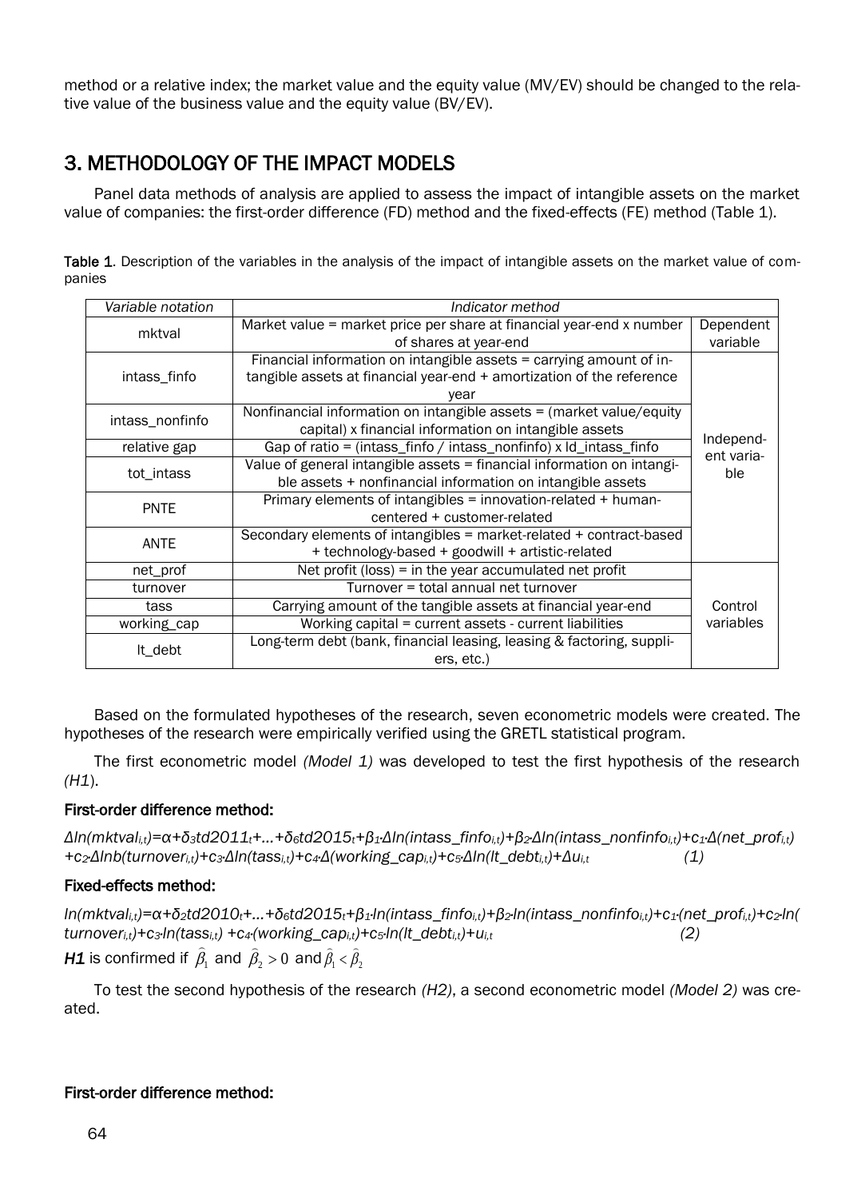method or a relative index; the market value and the equity value (MV/EV) should be changed to the relative value of the business value and the equity value (BV/EV).

## 3. METHODOLOGY OF THE IMPACT MODELS

Panel data methods of analysis are applied to assess the impact of intangible assets on the market value of companies: the first-order difference (FD) method and the fixed-effects (FE) method (Table 1).

**Table 1**. Description of the variables in the analysis of the impact of intangible assets on the market value of companies

| Variable notation | Indicator method | |
|---|---|---|
| mktval | Market value = market price per share at financial year-end x number of shares at year-end | Dependent variable |
| intass_finfo | Financial information on intangible assets = carrying amount of intangible assets at financial year-end + amortization of the reference year | Independent variable |
| intass_nonfinfo | Nonfinancial information on intangible assets = (market value/equity capital) x financial information on intangible assets | |
| relative gap | Gap of ratio = (intass_finfo / intass_nonfinfo) x ld_intass_finfo | |
| tot_intass | Value of general intangible assets = financial information on intangible assets + nonfinancial information on intangible assets | |
| PNTE | Primary elements of intangibles = innovation-related + human-centered + customer-related | |
| ANTE | Secondary elements of intangibles = market-related + contract-based + technology-based + goodwill + artistic-related | |
| net_prof | Net profit (loss) = in the year accumulated net profit | Control variables |
| turnover | Turnover = total annual net turnover | |
| tass | Carrying amount of the tangible assets at financial year-end | |
| working_cap | Working capital = current assets - current liabilities | |
| lt_debt | Long-term debt (bank, financial leasing, leasing & factoring, suppliers, etc.) | |

Based on the formulated hypotheses of the research, seven econometric models were created. The hypotheses of the research were empirically verified using the GRETL statistical program.

The first econometric model *(Model 1)* was developed to test the first hypothesis of the research *(H1*).

### First-order difference method:

$$\Delta ln(mktval_{i,t})=\alpha+\delta_3 td2011_t+...+\delta_6 td2015_t+\beta_1 \cdot \Delta ln(intass\_finfo_{i,t})+\beta_2 \cdot \Delta ln(intass\_nonfinfo_{i,t})+c_1 \cdot \Delta(net\_prof_{i,t}) +c_2 \cdot \Delta lnb(turnover_{i,t})+c_3 \cdot \Delta ln(tass_{i,t})+c_4 \cdot \Delta(working\_cap_{i,t})+c_5 \cdot \Delta ln(lt\_debt_{i,t})+\Delta u_{i,t} \quad (1)$$

### Fixed-effects method:

$$ln(mktval_{i,t})=\alpha+\delta_2 td2010_t+...+\delta_6 td2015_t+\beta_1 \cdot ln(intass\_finfo_{i,t})+\beta_2 \cdot ln(intass\_nonfinfo_{i,t})+c_1 \cdot (net\_prof_{i,t})+c_2 \cdot ln(turnover_{i,t})+c_3 \cdot ln(tass_{i,t}) +c_4 \cdot (working\_cap_{i,t})+c_5 \cdot ln(lt\_debt_{i,t})+u_{i,t} \quad (2)$$

***H1*** is confirmed if $\hat{\beta}_1$ and $\hat{\beta}_2 > 0$ and $\hat{\beta}_1 < \hat{\beta}_2$

To test the second hypothesis of the research *(H2)*, a second econometric model *(Model 2)* was created.

### First-order difference method: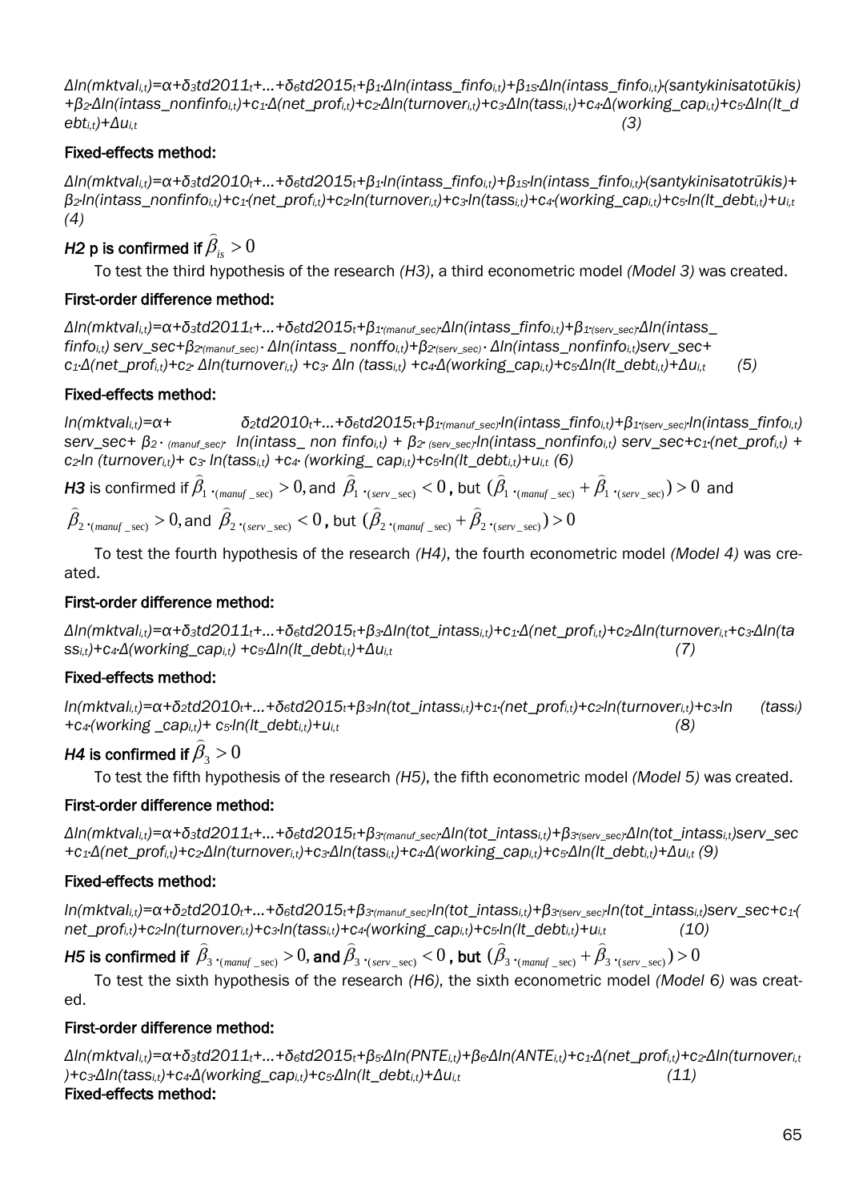$$\Delta ln(mktval_{i,t})=\alpha+\delta_3 td2011_t+...+\delta_6 td2015_t+\beta_1 \cdot \Delta ln(intass\_finfo_{i,t})+\beta_{1S} \cdot \Delta ln(intass\_finfo_{i,t}) \cdot (santykinisatotūkis)+\beta_2 \cdot \Delta ln(intass\_nonfinfo_{i,t})+c_1 \cdot \Delta(net\_prof_{i,t})+c_2 \cdot \Delta ln(turnover_{i,t})+c_3 \cdot \Delta ln(tass_{i,t})+c_4 \cdot \Delta(working\_cap_{i,t})+c_5 \cdot \Delta ln(lt\_debt_{i,t})+\Delta u_{i,t} \quad (3)$$

**Fixed-effects method:**

$$\Delta ln(mktval_{i,t})=\alpha+\delta_3 td2010_t+...+\delta_6 td2015_t+\beta_1 \cdot ln(intass\_finfo_{i,t})+\beta_{1S} \cdot ln(intass\_finfo_{i,t}) \cdot (santykinisatotrūkis)+\beta_2 \cdot ln(intass\_nonfinfo_{i,t})+c_1 \cdot (net\_prof_{i,t})+c_2 \cdot ln(turnover_{i,t})+c_3 \cdot ln(tass_{i,t})+c_4 \cdot (working\_cap_{i,t})+c_5 \cdot ln(lt\_debt_{i,t})+u_{i,t} \quad (4)$$

*H2* p is confirmed if $\hat{\beta}_{is} > 0$

To test the third hypothesis of the research *(H3)*, a third econometric model *(Model 3)* was created.

**First-order difference method:**

$$\Delta ln(mktval_{i,t})=\alpha+\delta_3 td2011_t+...+\delta_6 td2015_t+\beta_{1 \cdot (manuf\_sec)} \cdot \Delta ln(intass\_finfo_{i,t})+\beta_{1 \cdot (serv\_sec)} \cdot \Delta ln(intass\_finfo_{i,t})\, serv\_sec+\beta_{2 \cdot (manuf\_sec)} \cdot \Delta ln(intass\_nonffo_{i,t})+\beta_{2 \cdot (serv\_sec)} \cdot \Delta ln(intass\_nonfinfo_{i,t}) serv\_sec+c_1 \cdot \Delta(net\_prof_{i,t})+c_2 \cdot \Delta ln(turnover_{i,t})+c_3 \cdot \Delta ln(tass_{i,t})+c_4 \cdot \Delta(working\_cap_{i,t})+c_5 \cdot \Delta ln(lt\_debt_{i,t})+\Delta u_{i,t} \quad (5)$$

**Fixed-effects method:**

$$ln(mktval_{i,t})=\alpha+\delta_2 td2010_t+...+\delta_6 td2015_t+\beta_{1 \cdot (manuf\_sec)} \cdot ln(intass\_finfo_{i,t})+\beta_{1 \cdot (serv\_sec)} \cdot ln(intass\_finfo_{i,t})\, serv\_sec+\beta_{2 \cdot (manuf\_sec)} \cdot ln(intass\_non\,finfo_{i,t})+\beta_{2 \cdot (serv\_sec)} \cdot ln(intass\_nonfinfo_{i,t})\, serv\_sec+c_1 \cdot (net\_prof_{i,t})+c_2 \cdot ln(turnover_{i,t})+c_3 \cdot ln(tass_{i,t})+c_4 \cdot (working\_cap_{i,t})+c_5 \cdot ln(lt\_debt_{i,t})+u_{i,t} \quad (6)$$

***H3*** is confirmed if $\hat{\beta}_{1 \cdot (manuf\_sec)} > 0$, and $\hat{\beta}_{1 \cdot (serv\_sec)} < 0$, but $(\hat{\beta}_{1 \cdot (manuf\_sec)} + \hat{\beta}_{1 \cdot (serv\_sec)}) > 0$ and $\hat{\beta}_{2 \cdot (manuf\_sec)} > 0$, and $\hat{\beta}_{2 \cdot (serv\_sec)} < 0$, but $(\hat{\beta}_{2 \cdot (manuf\_sec)} + \hat{\beta}_{2 \cdot (serv\_sec)}) > 0$

To test the fourth hypothesis of the research *(H4)*, the fourth econometric model *(Model 4)* was created.

**First-order difference method:**

$$\Delta ln(mktval_{i,t})=\alpha+\delta_3 td2011_t+...+\delta_6 td2015_t+\beta_3 \cdot \Delta ln(tot\_intass_{i,t})+c_1 \cdot \Delta(net\_prof_{i,t})+c_2 \cdot \Delta ln(turnover_{i,t}+c_3 \cdot \Delta ln(tass_{i,t})+c_4 \cdot \Delta(working\_cap_{i,t})+c_5 \cdot \Delta ln(lt\_debt_{i,t})+\Delta u_{i,t} \quad (7)$$

**Fixed-effects method:**

$$ln(mktval_{i,t})=\alpha+\delta_2 td2010_t+...+\delta_6 td2015_t+\beta_3 \cdot ln(tot\_intass_{i,t})+c_1 \cdot (net\_prof_{i,t})+c_2 \cdot ln(turnover_{i,t})+c_3 \cdot ln(tass_i)+c_4 \cdot (working\_cap_{i,t})+c_5 \cdot ln(lt\_debt_{i,t})+u_{i,t} \quad (8)$$

***H4*** is confirmed if $\hat{\beta}_3 > 0$

To test the fifth hypothesis of the research *(H5)*, the fifth econometric model *(Model 5)* was created.

**First-order difference method:**

$$\Delta ln(mktval_{i,t})=\alpha+\delta_3 td2011_t+...+\delta_6 td2015_t+\beta_{3 \cdot (manuf\_sec)} \cdot \Delta ln(tot\_intass_{i,t})+\beta_{3 \cdot (serv\_sec)} \cdot \Delta ln(tot\_intass_{i,t}) serv\_sec+c_1 \cdot \Delta(net\_prof_{i,t})+c_2 \cdot \Delta ln(turnover_{i,t})+c_3 \cdot \Delta ln(tass_{i,t})+c_4 \cdot \Delta(working\_cap_{i,t})+c_5 \cdot \Delta ln(lt\_debt_{i,t})+\Delta u_{i,t} \quad (9)$$

**Fixed-effects method:**

$$ln(mktval_{i,t})=\alpha+\delta_2 td2010_t+...+\delta_6 td2015_t+\beta_{3 \cdot (manuf\_sec)} \cdot ln(tot\_intass_{i,t})+\beta_{3 \cdot (serv\_sec)} \cdot ln(tot\_intass_{i,t}) serv\_sec+c_1 \cdot (net\_prof_{i,t})+c_2 \cdot ln(turnover_{i,t})+c_3 \cdot ln(tass_{i,t})+c_4 \cdot (working\_cap_{i,t})+c_5 \cdot ln(lt\_debt_{i,t})+u_{i,t} \quad (10)$$

***H5*** is confirmed if $\hat{\beta}_{3 \cdot (manuf\_sec)} > 0$, and $\hat{\beta}_{3 \cdot (serv\_sec)} < 0$, but $(\hat{\beta}_{3 \cdot (manuf\_sec)} + \hat{\beta}_{3 \cdot (serv\_sec)}) > 0$

To test the sixth hypothesis of the research *(H6)*, the sixth econometric model *(Model 6)* was created.

**First-order difference method:**

$$\Delta ln(mktval_{i,t})=\alpha+\delta_3 td2011_t+...+\delta_6 td2015_t+\beta_5 \cdot \Delta ln(PNTE_{i,t})+\beta_6 \cdot \Delta ln(ANTE_{i,t})+c_1 \cdot \Delta(net\_prof_{i,t})+c_2 \cdot \Delta ln(turnover_{i,t})+c_3 \cdot \Delta ln(tass_{i,t})+c_4 \cdot \Delta(working\_cap_{i,t})+c_5 \cdot \Delta ln(lt\_debt_{i,t})+\Delta u_{i,t} \quad (11)$$

**Fixed-effects method:**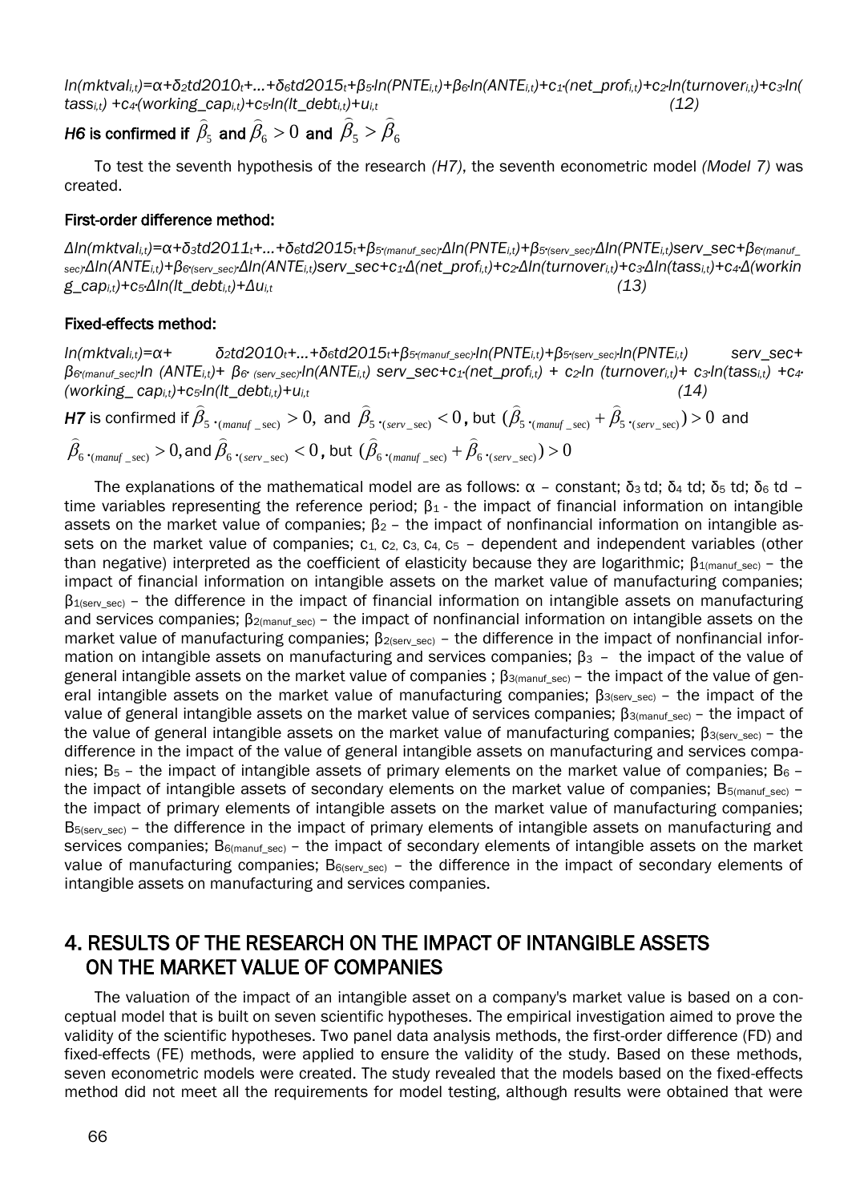$$ln(mktval_{i,t})=\alpha+\delta_2 td2010_t+...+\delta_6 td2015_t+\beta_5 \cdot ln(PNTE_{i,t})+\beta_6 \cdot ln(ANTE_{i,t})+c_1 \cdot (net\_prof_{i,t})+c_2 \cdot ln(turnover_{i,t})+c_3 \cdot ln(tass_{i,t})+c_4 \cdot (working\_cap_{i,t})+c_5 \cdot ln(lt\_debt_{i,t})+u_{i,t} \quad (12)$$

***H6* is confirmed if** $\widehat{\beta}_5$ **and** $\widehat{\beta}_6 > 0$ **and** $\widehat{\beta}_5 > \widehat{\beta}_6$

To test the seventh hypothesis of the research *(H7)*, the seventh econometric model *(Model 7)* was created.

**First-order difference method:**

$$\Delta ln(mktval_{i,t})=\alpha+\delta_3 td2011_t+...+\delta_6 td2015_t+\beta_{5 \cdot (manuf\_sec)} \cdot \Delta ln(PNTE_{i,t})+\beta_{5 \cdot (serv\_sec)} \cdot \Delta ln(PNTE_{i,t}) serv\_sec+\beta_{6 \cdot (manuf\_sec)} \cdot \Delta ln(ANTE_{i,t})+\beta_{6 \cdot (serv\_sec)} \cdot \Delta ln(ANTE_{i,t}) serv\_sec+c_1 \cdot \Delta(net\_prof_{i,t})+c_2 \cdot \Delta ln(turnover_{i,t})+c_3 \cdot \Delta ln(tass_{i,t})+c_4 \cdot \Delta(working\_cap_{i,t})+c_5 \cdot \Delta ln(lt\_debt_{i,t})+\Delta u_{i,t} \quad (13)$$

**Fixed-effects method:**

$$ln(mktval_{i,t})=\alpha+\delta_2 td2010_t+...+\delta_6 td2015_t+\beta_{5 \cdot (manuf\_sec)} \cdot ln(PNTE_{i,t})+\beta_{5 \cdot (serv\_sec)} \cdot ln(PNTE_{i,t}) serv\_sec+\beta_{6 \cdot (manuf\_sec)} \cdot ln(ANTE_{i,t})+\beta_{6 \cdot (serv\_sec)} \cdot ln(ANTE_{i,t}) serv\_sec+c_1 \cdot (net\_prof_{i,t})+c_2 \cdot ln(turnover_{i,t})+c_3 \cdot ln(tass_{i,t})+c_4 \cdot (working\_cap_{i,t})+c_5 \cdot ln(lt\_debt_{i,t})+u_{i,t} \quad (14)$$

***H7*** is confirmed if $\widehat{\beta}_{5 \cdot (manuf\_sec)} > 0$, and $\widehat{\beta}_{5 \cdot (serv\_sec)} < 0$, but $(\widehat{\beta}_{5 \cdot (manuf\_sec)} + \widehat{\beta}_{5 \cdot (serv\_sec)}) > 0$ and $\widehat{\beta}_{6 \cdot (manuf\_sec)} > 0$, and $\widehat{\beta}_{6 \cdot (serv\_sec)} < 0$, but $(\widehat{\beta}_{6 \cdot (manuf\_sec)} + \widehat{\beta}_{6 \cdot (serv\_sec)}) > 0$

The explanations of the mathematical model are as follows: $\alpha$ – constant; $\delta_3$ td; $\delta_4$ td; $\delta_5$ td; $\delta_6$ td – time variables representing the reference period; $\beta_1$ - the impact of financial information on intangible assets on the market value of companies; $\beta_2$ – the impact of nonfinancial information on intangible assets on the market value of companies; $c_1$, $c_2$, $c_3$, $c_4$, $c_5$ – dependent and independent variables (other than negative) interpreted as the coefficient of elasticity because they are logarithmic; $\beta_{1(manuf\_sec)}$ – the impact of financial information on intangible assets on the market value of manufacturing companies; $\beta_{1(serv\_sec)}$ – the difference in the impact of financial information on intangible assets on manufacturing and services companies; $\beta_{2(manuf\_sec)}$ – the impact of nonfinancial information on intangible assets on the market value of manufacturing companies; $\beta_{2(serv\_sec)}$ – the difference in the impact of nonfinancial information on intangible assets on manufacturing and services companies; $\beta_3$ – the impact of the value of general intangible assets on the market value of companies ; $\beta_{3(manuf\_sec)}$ – the impact of the value of general intangible assets on the market value of manufacturing companies; $\beta_{3(serv\_sec)}$ – the impact of the value of general intangible assets on the market value of services companies; $\beta_{3(manuf\_sec)}$ – the impact of the value of general intangible assets on the market value of manufacturing companies; $\beta_{3(serv\_sec)}$ – the difference in the impact of the value of general intangible assets on manufacturing and services companies; $B_5$ – the impact of intangible assets of primary elements on the market value of companies; $B_6$ – the impact of intangible assets of secondary elements on the market value of companies; $B_{5(manuf\_sec)}$ – the impact of primary elements of intangible assets on the market value of manufacturing companies; $B_{5(serv\_sec)}$ – the difference in the impact of primary elements of intangible assets on manufacturing and services companies; $B_{6(manuf\_sec)}$ – the impact of secondary elements of intangible assets on the market value of manufacturing companies; $B_{6(serv\_sec)}$ – the difference in the impact of secondary elements of intangible assets on manufacturing and services companies.

## 4. RESULTS OF THE RESEARCH ON THE IMPACT OF INTANGIBLE ASSETS ON THE MARKET VALUE OF COMPANIES

The valuation of the impact of an intangible asset on a company's market value is based on a conceptual model that is built on seven scientific hypotheses. The empirical investigation aimed to prove the validity of the scientific hypotheses. Two panel data analysis methods, the first-order difference (FD) and fixed-effects (FE) methods, were applied to ensure the validity of the study. Based on these methods, seven econometric models were created. The study revealed that the models based on the fixed-effects method did not meet all the requirements for model testing, although results were obtained that were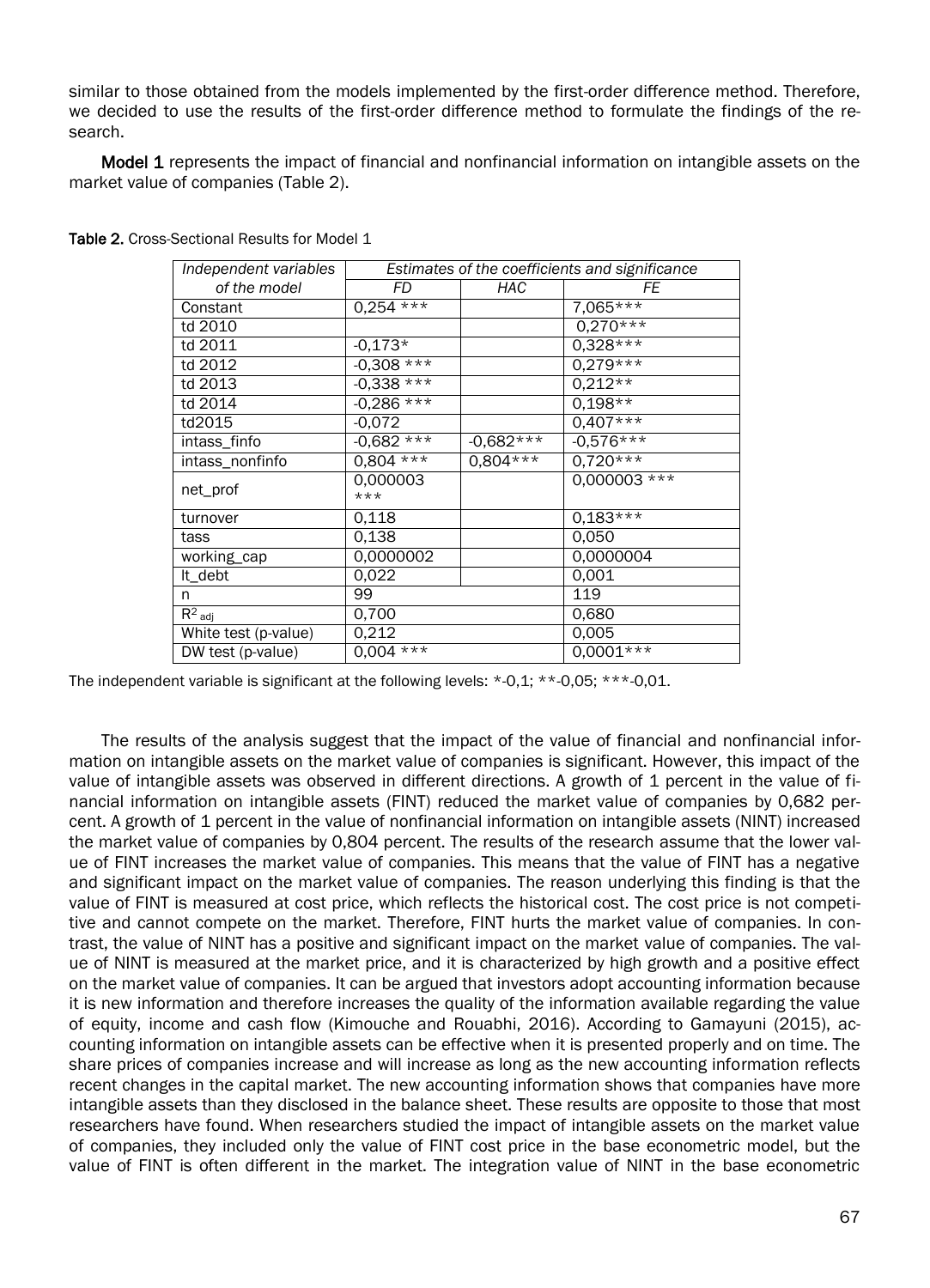similar to those obtained from the models implemented by the first-order difference method. Therefore, we decided to use the results of the first-order difference method to formulate the findings of the research.

**Model 1** represents the impact of financial and nonfinancial information on intangible assets on the market value of companies (Table 2).

**Table 2.** Cross-Sectional Results for Model 1

| *Independent variables of the model* | *Estimates of the coefficients and significance* | | |
|---|---|---|---|
| | *FD* | *HAC* | *FE* |
| Constant | 0,254 *** | | 7,065*** |
| td 2010 | | | 0,270*** |
| td 2011 | -0,173* | | 0,328*** |
| td 2012 | -0,308 *** | | 0,279*** |
| td 2013 | -0,338 *** | | 0,212** |
| td 2014 | -0,286 *** | | 0,198** |
| td2015 | -0,072 | | 0,407*** |
| intass_finfo | -0,682 *** | -0,682*** | -0,576*** |
| intass_nonfinfo | 0,804 *** | 0,804*** | 0,720*** |
| net_prof | 0,000003 *** | | 0,000003 *** |
| turnover | 0,118 | | 0,183*** |
| tass | 0,138 | | 0,050 |
| working_cap | 0,0000002 | | 0,0000004 |
| lt_debt | 0,022 | | 0,001 |
| n | 99 | | 119 |
| $R^2_{adj}$ | 0,700 | | 0,680 |
| White test (p-value) | 0,212 | | 0,005 |
| DW test (p-value) | 0,004 *** | | 0,0001*** |

The independent variable is significant at the following levels: *-0,1; **-0,05; ***-0,01.

The results of the analysis suggest that the impact of the value of financial and nonfinancial information on intangible assets on the market value of companies is significant. However, this impact of the value of intangible assets was observed in different directions. A growth of 1 percent in the value of financial information on intangible assets (FINT) reduced the market value of companies by 0,682 percent. A growth of 1 percent in the value of nonfinancial information on intangible assets (NINT) increased the market value of companies by 0,804 percent. The results of the research assume that the lower value of FINT increases the market value of companies. This means that the value of FINT has a negative and significant impact on the market value of companies. The reason underlying this finding is that the value of FINT is measured at cost price, which reflects the historical cost. The cost price is not competitive and cannot compete on the market. Therefore, FINT hurts the market value of companies. In contrast, the value of NINT has a positive and significant impact on the market value of companies. The value of NINT is measured at the market price, and it is characterized by high growth and a positive effect on the market value of companies. It can be argued that investors adopt accounting information because it is new information and therefore increases the quality of the information available regarding the value of equity, income and cash flow (Kimouche and Rouabhi, 2016). According to Gamayuni (2015), accounting information on intangible assets can be effective when it is presented properly and on time. The share prices of companies increase and will increase as long as the new accounting information reflects recent changes in the capital market. The new accounting information shows that companies have more intangible assets than they disclosed in the balance sheet. These results are opposite to those that most researchers have found. When researchers studied the impact of intangible assets on the market value of companies, they included only the value of FINT cost price in the base econometric model, but the value of FINT is often different in the market. The integration value of NINT in the base econometric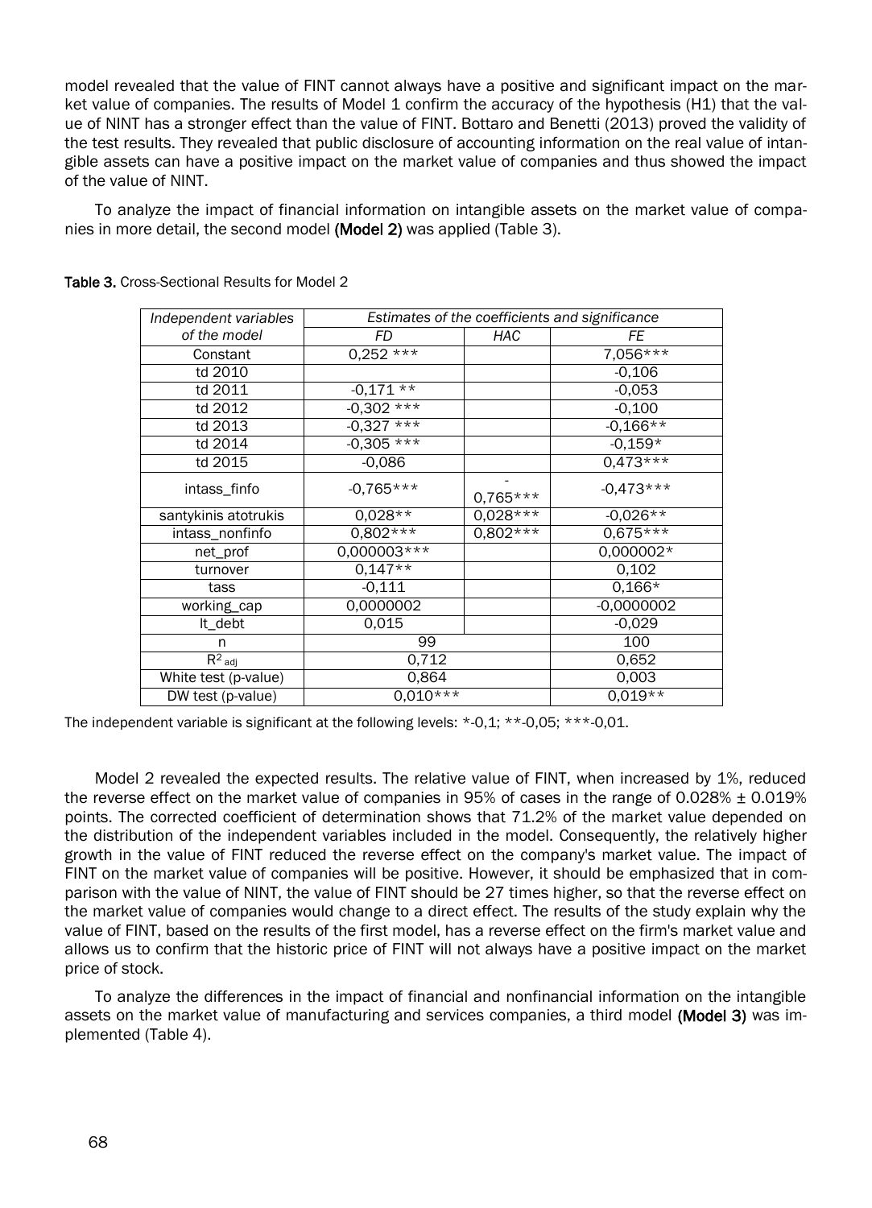model revealed that the value of FINT cannot always have a positive and significant impact on the market value of companies. The results of Model 1 confirm the accuracy of the hypothesis (H1) that the value of NINT has a stronger effect than the value of FINT. Bottaro and Benetti (2013) proved the validity of the test results. They revealed that public disclosure of accounting information on the real value of intangible assets can have a positive impact on the market value of companies and thus showed the impact of the value of NINT.

To analyze the impact of financial information on intangible assets on the market value of companies in more detail, the second model **(Model 2)** was applied (Table 3).

**Table 3.** Cross-Sectional Results for Model 2

| *Independent variables of the model* | *Estimates of the coefficients and significance* | | |
|---|---|---|---|
| | *FD* | *HAC* | *FE* |
| Constant | 0,252 *** | | 7,056*** |
| td 2010 | | | -0,106 |
| td 2011 | -0,171 ** | | -0,053 |
| td 2012 | -0,302 *** | | -0,100 |
| td 2013 | -0,327 *** | | -0,166** |
| td 2014 | -0,305 *** | | -0,159* |
| td 2015 | -0,086 | | 0,473*** |
| intass_finfo | -0,765*** | -0,765*** | -0,473*** |
| santykinis atotrukis | 0,028** | 0,028*** | -0,026** |
| intass_nonfinfo | 0,802*** | 0,802*** | 0,675*** |
| net_prof | 0,000003*** | | 0,000002* |
| turnover | 0,147** | | 0,102 |
| tass | -0,111 | | 0,166* |
| working_cap | 0,0000002 | | -0,0000002 |
| lt_debt | 0,015 | | -0,029 |
| n | 99 | | 100 |
| $R^2_{adj}$ | 0,712 | | 0,652 |
| White test (p-value) | 0,864 | | 0,003 |
| DW test (p-value) | 0,010*** | | 0,019** |

The independent variable is significant at the following levels: *-0,1; **-0,05; ***-0,01.

Model 2 revealed the expected results. The relative value of FINT, when increased by 1%, reduced the reverse effect on the market value of companies in 95% of cases in the range of 0.028% ± 0.019% points. The corrected coefficient of determination shows that 71.2% of the market value depended on the distribution of the independent variables included in the model. Consequently, the relatively higher growth in the value of FINT reduced the reverse effect on the company's market value. The impact of FINT on the market value of companies will be positive. However, it should be emphasized that in comparison with the value of NINT, the value of FINT should be 27 times higher, so that the reverse effect on the market value of companies would change to a direct effect. The results of the study explain why the value of FINT, based on the results of the first model, has a reverse effect on the firm's market value and allows us to confirm that the historic price of FINT will not always have a positive impact on the market price of stock.

To analyze the differences in the impact of financial and nonfinancial information on the intangible assets on the market value of manufacturing and services companies, a third model **(Model 3)** was implemented (Table 4).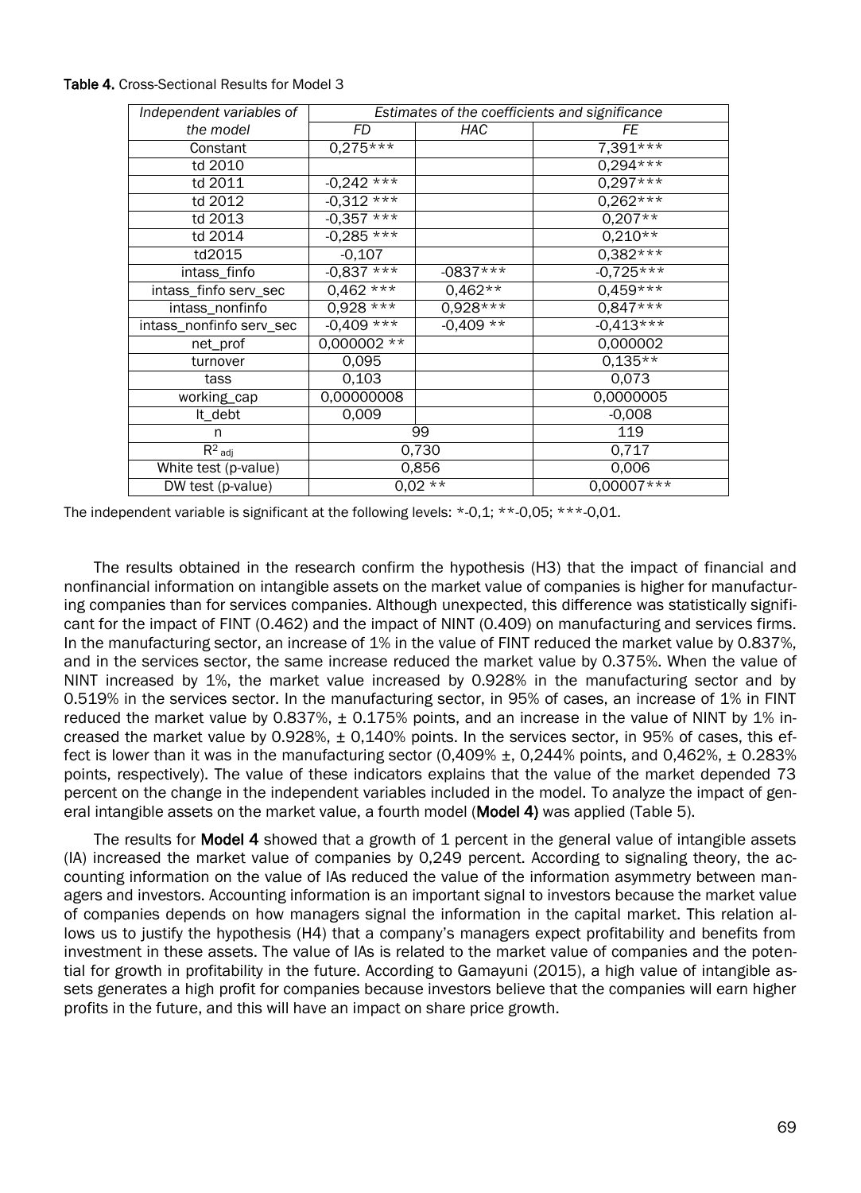**Table 4.** Cross-Sectional Results for Model 3

| *Independent variables of the model* | *Estimates of the coefficients and significance* | | |
|---|---|---|---|
| | *FD* | *HAC* | *FE* |
| Constant | 0,275*** | | 7,391*** |
| td 2010 | | | 0,294*** |
| td 2011 | -0,242 *** | | 0,297*** |
| td 2012 | -0,312 *** | | 0,262*** |
| td 2013 | -0,357 *** | | 0,207** |
| td 2014 | -0,285 *** | | 0,210** |
| td2015 | -0,107 | | 0,382*** |
| intass_finfo | -0,837 *** | -0837*** | -0,725*** |
| intass_finfo serv_sec | 0,462 *** | 0,462** | 0,459*** |
| intass_nonfinfo | 0,928 *** | 0,928*** | 0,847*** |
| intass_nonfinfo serv_sec | -0,409 *** | -0,409 ** | -0,413*** |
| net_prof | 0,000002 ** | | 0,000002 |
| turnover | 0,095 | | 0,135** |
| tass | 0,103 | | 0,073 |
| working_cap | 0,00000008 | | 0,0000005 |
| lt_debt | 0,009 | | -0,008 |
| n | 99 | | 119 |
| $R^2_{adj}$ | 0,730 | | 0,717 |
| White test (p-value) | 0,856 | | 0,006 |
| DW test (p-value) | 0,02 ** | | 0,00007*** |

The independent variable is significant at the following levels: *-0,1; **-0,05; ***-0,01.

The results obtained in the research confirm the hypothesis (H3) that the impact of financial and nonfinancial information on intangible assets on the market value of companies is higher for manufacturing companies than for services companies. Although unexpected, this difference was statistically significant for the impact of FINT (0.462) and the impact of NINT (0.409) on manufacturing and services firms. In the manufacturing sector, an increase of 1% in the value of FINT reduced the market value by 0.837%, and in the services sector, the same increase reduced the market value by 0.375%. When the value of NINT increased by 1%, the market value increased by 0.928% in the manufacturing sector and by 0.519% in the services sector. In the manufacturing sector, in 95% of cases, an increase of 1% in FINT reduced the market value by 0.837%, ± 0.175% points, and an increase in the value of NINT by 1% increased the market value by 0.928%, ± 0,140% points. In the services sector, in 95% of cases, this effect is lower than it was in the manufacturing sector (0,409% ±, 0,244% points, and 0,462%, ± 0.283% points, respectively). The value of these indicators explains that the value of the market depended 73 percent on the change in the independent variables included in the model. To analyze the impact of general intangible assets on the market value, a fourth model (**Model 4**) was applied (Table 5).

The results for **Model 4** showed that a growth of 1 percent in the general value of intangible assets (IA) increased the market value of companies by 0,249 percent. According to signaling theory, the accounting information on the value of IAs reduced the value of the information asymmetry between managers and investors. Accounting information is an important signal to investors because the market value of companies depends on how managers signal the information in the capital market. This relation allows us to justify the hypothesis (H4) that a company's managers expect profitability and benefits from investment in these assets. The value of IAs is related to the market value of companies and the potential for growth in profitability in the future. According to Gamayuni (2015), a high value of intangible assets generates a high profit for companies because investors believe that the companies will earn higher profits in the future, and this will have an impact on share price growth.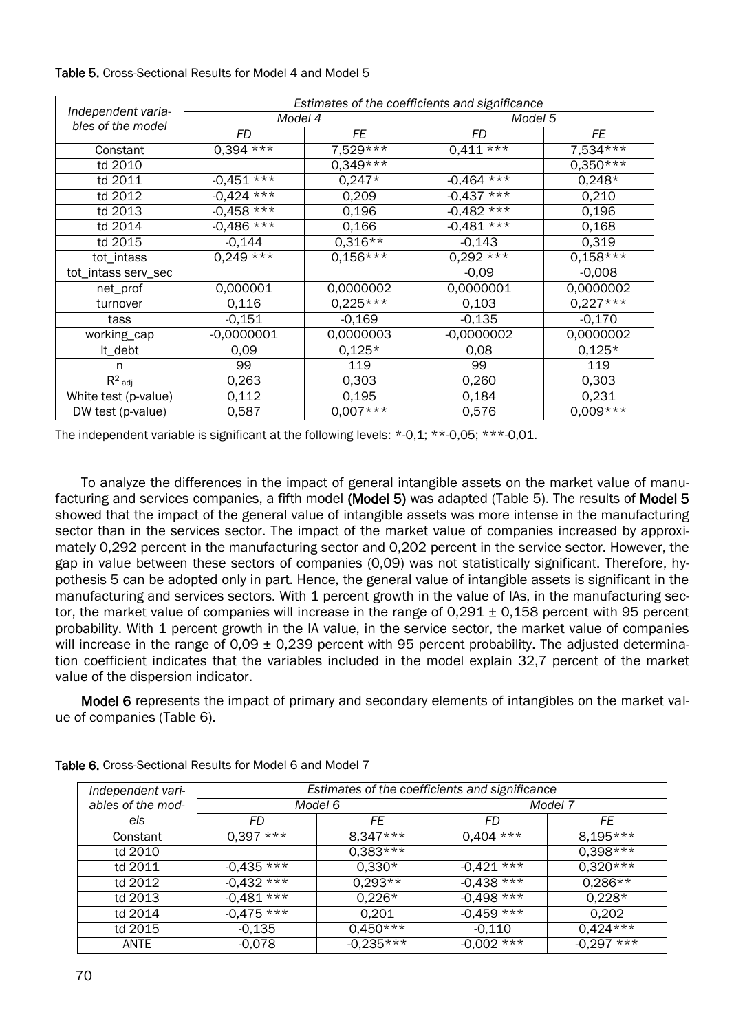**Table 5.** Cross-Sectional Results for Model 4 and Model 5

| Independent variables of the model | Estimates of the coefficients and significance | | | |
|---|---|---|---|---|
| | Model 4 | | Model 5 | |
| | FD | FE | FD | FE |
| Constant | 0,394 *** | 7,529*** | 0,411 *** | 7,534*** |
| td 2010 | | 0,349*** | | 0,350*** |
| td 2011 | -0,451 *** | 0,247* | -0,464 *** | 0,248* |
| td 2012 | -0,424 *** | 0,209 | -0,437 *** | 0,210 |
| td 2013 | -0,458 *** | 0,196 | -0,482 *** | 0,196 |
| td 2014 | -0,486 *** | 0,166 | -0,481 *** | 0,168 |
| td 2015 | -0,144 | 0,316** | -0,143 | 0,319 |
| tot_intass | 0,249 *** | 0,156*** | 0,292 *** | 0,158*** |
| tot_intass serv_sec | | | -0,09 | -0,008 |
| net_prof | 0,000001 | 0,0000002 | 0,0000001 | 0,0000002 |
| turnover | 0,116 | 0,225*** | 0,103 | 0,227*** |
| tass | -0,151 | -0,169 | -0,135 | -0,170 |
| working_cap | -0,0000001 | 0,0000003 | -0,0000002 | 0,0000002 |
| lt_debt | 0,09 | 0,125* | 0,08 | 0,125* |
| n | 99 | 119 | 99 | 119 |
| $R^2_{adj}$ | 0,263 | 0,303 | 0,260 | 0,303 |
| White test (p-value) | 0,112 | 0,195 | 0,184 | 0,231 |
| DW test (p-value) | 0,587 | 0,007*** | 0,576 | 0,009*** |

The independent variable is significant at the following levels: *-0,1; **-0,05; ***-0,01.

To analyze the differences in the impact of general intangible assets on the market value of manufacturing and services companies, a fifth model **(Model 5)** was adapted (Table 5). The results of **Model 5** showed that the impact of the general value of intangible assets was more intense in the manufacturing sector than in the services sector. The impact of the market value of companies increased by approximately 0,292 percent in the manufacturing sector and 0,202 percent in the service sector. However, the gap in value between these sectors of companies (0,09) was not statistically significant. Therefore, hypothesis 5 can be adopted only in part. Hence, the general value of intangible assets is significant in the manufacturing and services sectors. With 1 percent growth in the value of IAs, in the manufacturing sector, the market value of companies will increase in the range of 0,291 ± 0,158 percent with 95 percent probability. With 1 percent growth in the IA value, in the service sector, the market value of companies will increase in the range of 0,09 ± 0,239 percent with 95 percent probability. The adjusted determination coefficient indicates that the variables included in the model explain 32,7 percent of the market value of the dispersion indicator.

**Model 6** represents the impact of primary and secondary elements of intangibles on the market value of companies (Table 6).

**Table 6.** Cross-Sectional Results for Model 6 and Model 7

| Independent variables of the models | Estimates of the coefficients and significance | | | |
|---|---|---|---|---|
| | Model 6 | | Model 7 | |
| | FD | FE | FD | FE |
| Constant | 0,397 *** | 8,347*** | 0,404 *** | 8,195*** |
| td 2010 | | 0,383*** | | 0,398*** |
| td 2011 | -0,435 *** | 0,330* | -0,421 *** | 0,320*** |
| td 2012 | -0,432 *** | 0,293** | -0,438 *** | 0,286** |
| td 2013 | -0,481 *** | 0,226* | -0,498 *** | 0,228* |
| td 2014 | -0,475 *** | 0,201 | -0,459 *** | 0,202 |
| td 2015 | -0,135 | 0,450*** | -0,110 | 0,424*** |
| ANTE | -0,078 | -0,235*** | -0,002 *** | -0,297 *** |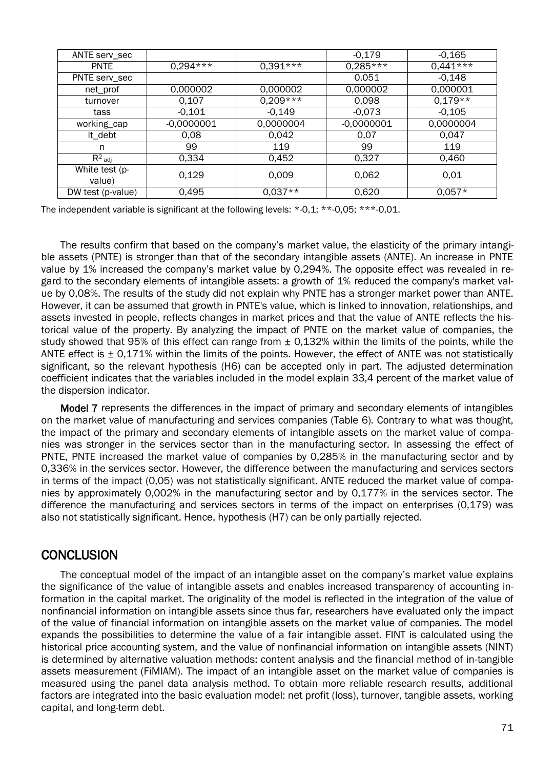| ANTE serv_sec | | | -0,179 | -0,165 |
|---|---|---|---|---|
| PNTE | 0,294*** | 0,391*** | 0,285*** | 0,441*** |
| PNTE serv_sec | | | 0,051 | -0,148 |
| net_prof | 0,000002 | 0,000002 | 0,000002 | 0,000001 |
| turnover | 0,107 | 0,209*** | 0,098 | 0,179** |
| tass | -0,101 | -0,149 | -0,073 | -0,105 |
| working_cap | -0,0000001 | 0,0000004 | -0,0000001 | 0,0000004 |
| lt_debt | 0,08 | 0,042 | 0,07 | 0,047 |
| n | 99 | 119 | 99 | 119 |
| $R^2_{adj}$ | 0,334 | 0,452 | 0,327 | 0,460 |
| White test (p-value) | 0,129 | 0,009 | 0,062 | 0,01 |
| DW test (p-value) | 0,495 | 0,037** | 0,620 | 0,057* |

The independent variable is significant at the following levels: *-0,1; **-0,05; ***-0,01.

The results confirm that based on the company's market value, the elasticity of the primary intangible assets (PNTE) is stronger than that of the secondary intangible assets (ANTE). An increase in PNTE value by 1% increased the company's market value by 0,294%. The opposite effect was revealed in regard to the secondary elements of intangible assets: a growth of 1% reduced the company's market value by 0,08%. The results of the study did not explain why PNTE has a stronger market power than ANTE. However, it can be assumed that growth in PNTE's value, which is linked to innovation, relationships, and assets invested in people, reflects changes in market prices and that the value of ANTE reflects the historical value of the property. By analyzing the impact of PNTE on the market value of companies, the study showed that 95% of this effect can range from ± 0,132% within the limits of the points, while the ANTE effect is ± 0,171% within the limits of the points. However, the effect of ANTE was not statistically significant, so the relevant hypothesis (H6) can be accepted only in part. The adjusted determination coefficient indicates that the variables included in the model explain 33,4 percent of the market value of the dispersion indicator.

**Model 7** represents the differences in the impact of primary and secondary elements of intangibles on the market value of manufacturing and services companies (Table 6). Contrary to what was thought, the impact of the primary and secondary elements of intangible assets on the market value of companies was stronger in the services sector than in the manufacturing sector. In assessing the effect of PNTE, PNTE increased the market value of companies by 0,285% in the manufacturing sector and by 0,336% in the services sector. However, the difference between the manufacturing and services sectors in terms of the impact (0,05) was not statistically significant. ANTE reduced the market value of companies by approximately 0,002% in the manufacturing sector and by 0,177% in the services sector. The difference the manufacturing and services sectors in terms of the impact on enterprises (0,179) was also not statistically significant. Hence, hypothesis (H7) can be only partially rejected.

## CONCLUSION

The conceptual model of the impact of an intangible asset on the company's market value explains the significance of the value of intangible assets and enables increased transparency of accounting information in the capital market. The originality of the model is reflected in the integration of the value of nonfinancial information on intangible assets since thus far, researchers have evaluated only the impact of the value of financial information on intangible assets on the market value of companies. The model expands the possibilities to determine the value of a fair intangible asset. FINT is calculated using the historical price accounting system, and the value of nonfinancial information on intangible assets (NINT) is determined by alternative valuation methods: content analysis and the financial method of in-tangible assets measurement (FiMIAM). The impact of an intangible asset on the market value of companies is measured using the panel data analysis method. To obtain more reliable research results, additional factors are integrated into the basic evaluation model: net profit (loss), turnover, tangible assets, working capital, and long-term debt.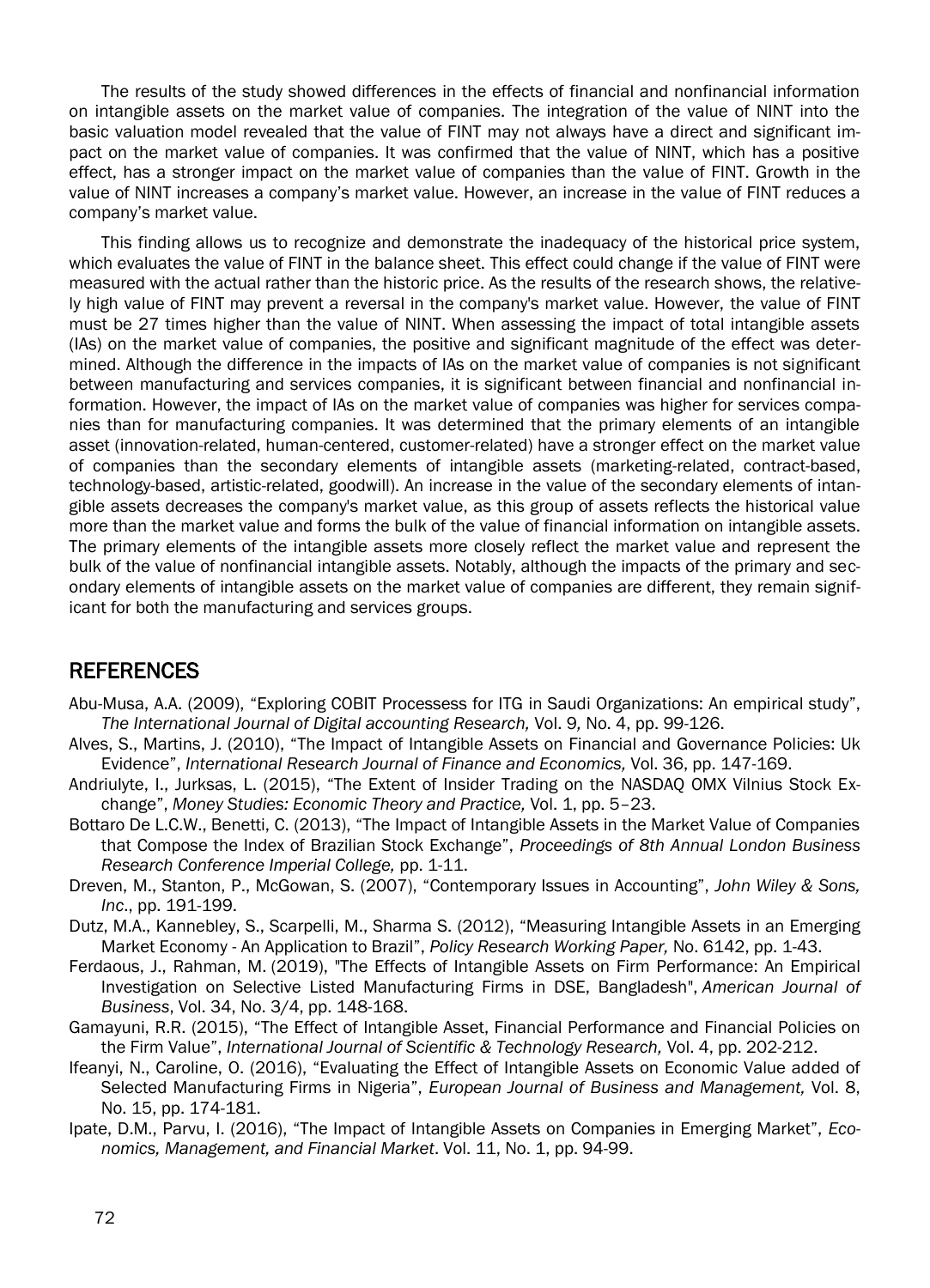The results of the study showed differences in the effects of financial and nonfinancial information on intangible assets on the market value of companies. The integration of the value of NINT into the basic valuation model revealed that the value of FINT may not always have a direct and significant impact on the market value of companies. It was confirmed that the value of NINT, which has a positive effect, has a stronger impact on the market value of companies than the value of FINT. Growth in the value of NINT increases a company's market value. However, an increase in the value of FINT reduces a company's market value.

This finding allows us to recognize and demonstrate the inadequacy of the historical price system, which evaluates the value of FINT in the balance sheet. This effect could change if the value of FINT were measured with the actual rather than the historic price. As the results of the research shows, the relatively high value of FINT may prevent a reversal in the company's market value. However, the value of FINT must be 27 times higher than the value of NINT. When assessing the impact of total intangible assets (IAs) on the market value of companies, the positive and significant magnitude of the effect was determined. Although the difference in the impacts of IAs on the market value of companies is not significant between manufacturing and services companies, it is significant between financial and nonfinancial information. However, the impact of IAs on the market value of companies was higher for services companies than for manufacturing companies. It was determined that the primary elements of an intangible asset (innovation-related, human-centered, customer-related) have a stronger effect on the market value of companies than the secondary elements of intangible assets (marketing-related, contract-based, technology-based, artistic-related, goodwill). An increase in the value of the secondary elements of intangible assets decreases the company's market value, as this group of assets reflects the historical value more than the market value and forms the bulk of the value of financial information on intangible assets. The primary elements of the intangible assets more closely reflect the market value and represent the bulk of the value of nonfinancial intangible assets. Notably, although the impacts of the primary and secondary elements of intangible assets on the market value of companies are different, they remain significant for both the manufacturing and services groups.

## REFERENCES

Abu-Musa, A.A. (2009), "Exploring COBIT Processess for ITG in Saudi Organizations: An empirical study", *The International Journal of Digital accounting Research,* Vol. 9, No. 4, pp. 99-126.

Alves, S., Martins, J. (2010), "The Impact of Intangible Assets on Financial and Governance Policies: Uk Evidence", *International Research Journal of Finance and Economics,* Vol. 36, pp. 147-169.

Andriulyte, I., Jurksas, L. (2015), "The Extent of Insider Trading on the NASDAQ OMX Vilnius Stock Exchange", *Money Studies: Economic Theory and Practice,* Vol. 1, pp. 5–23.

Bottaro De L.C.W., Benetti, C. (2013), "The Impact of Intangible Assets in the Market Value of Companies that Compose the Index of Brazilian Stock Exchange", *Proceedings of 8th Annual London Business Research Conference Imperial College,* pp. 1-11.

Dreven, M., Stanton, P., McGowan, S. (2007), "Contemporary Issues in Accounting", *John Wiley & Sons, Inc*., pp. 191-199.

Dutz, M.A., Kannebley, S., Scarpelli, M., Sharma S. (2012), "Measuring Intangible Assets in an Emerging Market Economy - An Application to Brazil", *Policy Research Working Paper,* No. 6142, pp. 1-43.

Ferdaous, J., Rahman, M. (2019), "The Effects of Intangible Assets on Firm Performance: An Empirical Investigation on Selective Listed Manufacturing Firms in DSE, Bangladesh", *American Journal of Business*, Vol. 34, No. 3/4, pp. 148-168.

Gamayuni, R.R. (2015), "The Effect of Intangible Asset, Financial Performance and Financial Policies on the Firm Value", *International Journal of Scientific & Technology Research,* Vol. 4, pp. 202-212.

Ifeanyi, N., Caroline, O. (2016), "Evaluating the Effect of Intangible Assets on Economic Value added of Selected Manufacturing Firms in Nigeria", *European Journal of Business and Management,* Vol. 8, No. 15, pp. 174-181.

Ipate, D.M., Parvu, I. (2016), "The Impact of Intangible Assets on Companies in Emerging Market", *Economics, Management, and Financial Market*. Vol. 11, No. 1, pp. 94-99.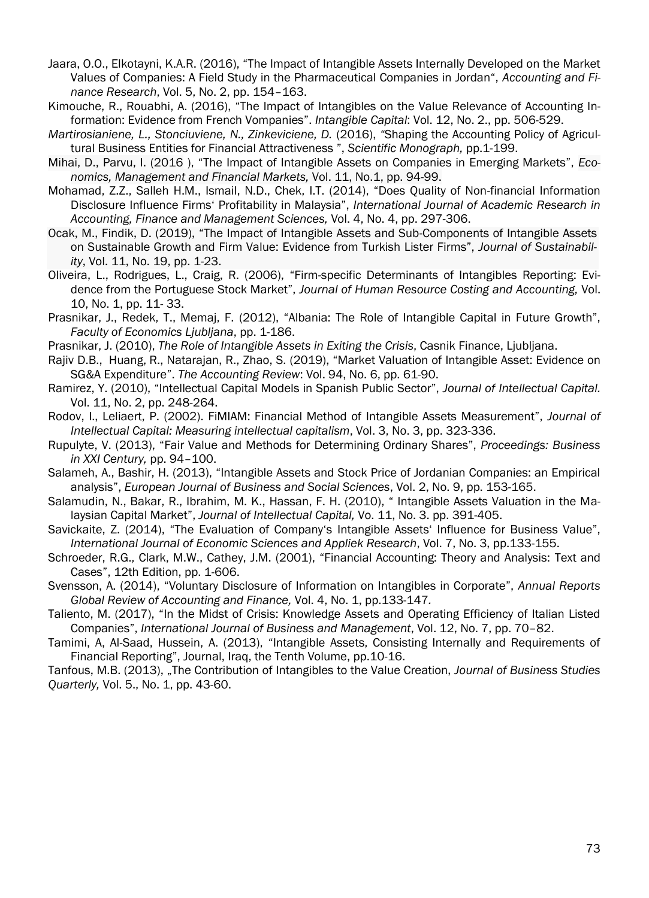Jaara, O.O., Elkotayni, K.A.R. (2016), "The Impact of Intangible Assets Internally Developed on the Market Values of Companies: A Field Study in the Pharmaceutical Companies in Jordan", *Accounting and Finance Research*, Vol. 5, No. 2, pp. 154–163.

Kimouche, R., Rouabhi, A. (2016), "The Impact of Intangibles on the Value Relevance of Accounting Information: Evidence from French Vompanies". *Intangible Capital*: Vol. 12, No. 2., pp. 506-529.

*Martirosianiene, L., Stonciuviene, N., Zinkeviciene, D.* (2016), "Shaping the Accounting Policy of Agricultural Business Entities for Financial Attractiveness ", *Scientific Monograph,* pp.1-199.

Mihai, D., Parvu, I. (2016 ), "The Impact of Intangible Assets on Companies in Emerging Markets", *Economics, Management and Financial Markets,* Vol. 11, No.1, pp. 94-99.

Mohamad, Z.Z., Salleh H.M., Ismail, N.D., Chek, I.T. (2014), "Does Quality of Non-financial Information Disclosure Influence Firms' Profitability in Malaysia", *International Journal of Academic Research in Accounting, Finance and Management Sciences,* Vol. 4, No. 4, pp. 297-306.

Ocak, M., Findik, D. (2019), "The Impact of Intangible Assets and Sub-Components of Intangible Assets on Sustainable Growth and Firm Value: Evidence from Turkish Lister Firms", *Journal of Sustainability*, Vol. 11, No. 19, pp. 1-23.

Oliveira, L., Rodrigues, L., Craig, R. (2006), "Firm-specific Determinants of Intangibles Reporting: Evidence from the Portuguese Stock Market", *Journal of Human Resource Costing and Accounting,* Vol. 10, No. 1, pp. 11- 33.

Prasnikar, J., Redek, T., Memaj, F. (2012), "Albania: The Role of Intangible Capital in Future Growth", *Faculty of Economics Ljubljana*, pp. 1-186.

Prasnikar, J. (2010), *The Role of Intangible Assets in Exiting the Crisis*, Casnik Finance, Ljubljana.

Rajiv D.B., Huang, R., Natarajan, R., Zhao, S. (2019), "Market Valuation of Intangible Asset: Evidence on SG&A Expenditure". *The Accounting Review*: Vol. 94, No. 6, pp. 61-90.

Ramirez, Y. (2010), "Intellectual Capital Models in Spanish Public Sector", *Journal of Intellectual Capital.* Vol. 11, No. 2, pp. 248-264.

Rodov, I., Leliaert, P. (2002). FiMIAM: Financial Method of Intangible Assets Measurement", *Journal of Intellectual Capital: Measuring intellectual capitalism*, Vol. 3, No. 3, pp. 323-336.

Rupulyte, V. (2013), "Fair Value and Methods for Determining Ordinary Shares", *Proceedings: Business in XXI Century,* pp. 94–100.

Salameh, A., Bashir, H. (2013), "Intangible Assets and Stock Price of Jordanian Companies: an Empirical analysis", *European Journal of Business and Social Sciences*, Vol. 2, No. 9, pp. 153-165.

Salamudin, N., Bakar, R., Ibrahim, M. K., Hassan, F. H. (2010), " Intangible Assets Valuation in the Malaysian Capital Market", *Journal of Intellectual Capital,* Vo. 11, No. 3. pp. 391-405.

Savickaite, Z. (2014), "The Evaluation of Company's Intangible Assets' Influence for Business Value", *International Journal of Economic Sciences and Appliek Research*, Vol. 7, No. 3, pp.133-155.

Schroeder, R.G., Clark, M.W., Cathey, J.M. (2001), "Financial Accounting: Theory and Analysis: Text and Cases", 12th Edition, pp. 1-606.

Svensson, A. (2014), "Voluntary Disclosure of Information on Intangibles in Corporate", *Annual Reports Global Review of Accounting and Finance,* Vol. 4, No. 1, pp.133-147.

Taliento, M. (2017), "In the Midst of Crisis: Knowledge Assets and Operating Efficiency of Italian Listed Companies", *International Journal of Business and Management*, Vol. 12, No. 7, pp. 70–82.

Tamimi, A, Al-Saad, Hussein, A. (2013), "Intangible Assets, Consisting Internally and Requirements of Financial Reporting", Journal, Iraq, the Tenth Volume, pp.10-16.

Tanfous, M.B. (2013), „The Contribution of Intangibles to the Value Creation, *Journal of Business Studies Quarterly,* Vol. 5., No. 1, pp. 43-60.